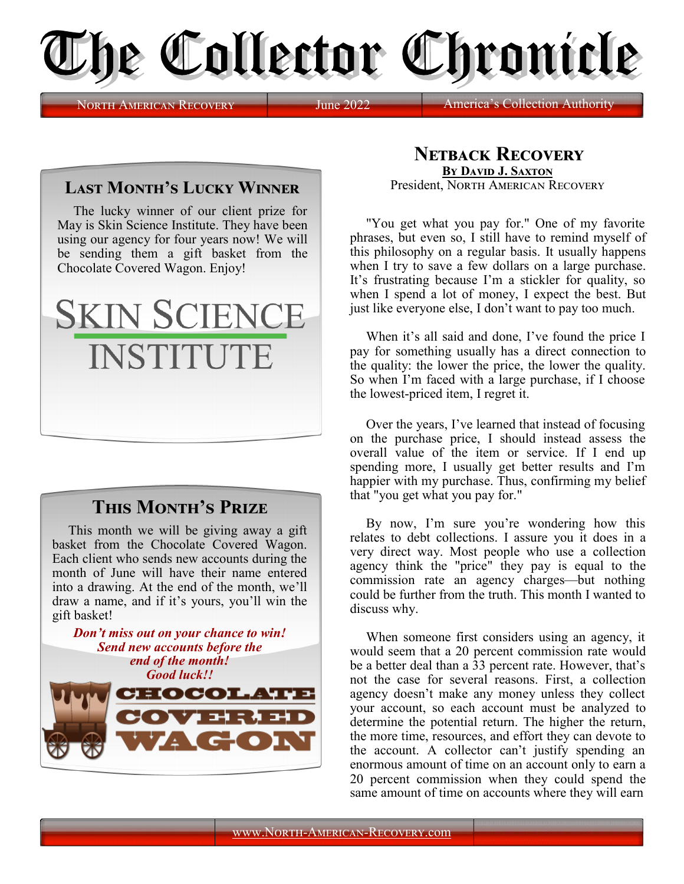# The Collector Chronicle

North American Recovery | June 2022 | America's Collection Authority

## Last Month's Lucky Winner

The lucky winner of our client prize for May is Skin Science Institute. They have been using our agency for four years now! We will be sending them a gift basket from the Chocolate Covered Wagon. Enjoy!

SKIN SCIENCE INSTITUTE

## This Month's Prize

This month we will be giving away a gift basket from the Chocolate Covered Wagon. Each client who sends new accounts during the month of June will have their name entered into a drawing. At the end of the month, we'll draw a name, and if it's yours, you'll win the gift basket!

***Don't miss out on your chance to win! Send new accounts before the end of the month! Good luck!!***

CHOCOLATE COVERED WAGON

## Netback Recovery

**By David J. Saxton**
President, North American Recovery

"You get what you pay for." One of my favorite phrases, but even so, I still have to remind myself of this philosophy on a regular basis. It usually happens when I try to save a few dollars on a large purchase. It's frustrating because I'm a stickler for quality, so when I spend a lot of money, I expect the best. But just like everyone else, I don't want to pay too much.

When it's all said and done, I've found the price I pay for something usually has a direct connection to the quality: the lower the price, the lower the quality. So when I'm faced with a large purchase, if I choose the lowest-priced item, I regret it.

Over the years, I've learned that instead of focusing on the purchase price, I should instead assess the overall value of the item or service. If I end up spending more, I usually get better results and I'm happier with my purchase. Thus, confirming my belief that "you get what you pay for."

By now, I'm sure you're wondering how this relates to debt collections. I assure you it does in a very direct way. Most people who use a collection agency think the "price" they pay is equal to the commission rate an agency charges—but nothing could be further from the truth. This month I wanted to discuss why.

When someone first considers using an agency, it would seem that a 20 percent commission rate would be a better deal than a 33 percent rate. However, that's not the case for several reasons. First, a collection agency doesn't make any money unless they collect your account, so each account must be analyzed to determine the potential return. The higher the return, the more time, resources, and effort they can devote to the account. A collector can't justify spending an enormous amount of time on an account only to earn a 20 percent commission when they could spend the same amount of time on accounts where they will earn

www.North-American-Recovery.com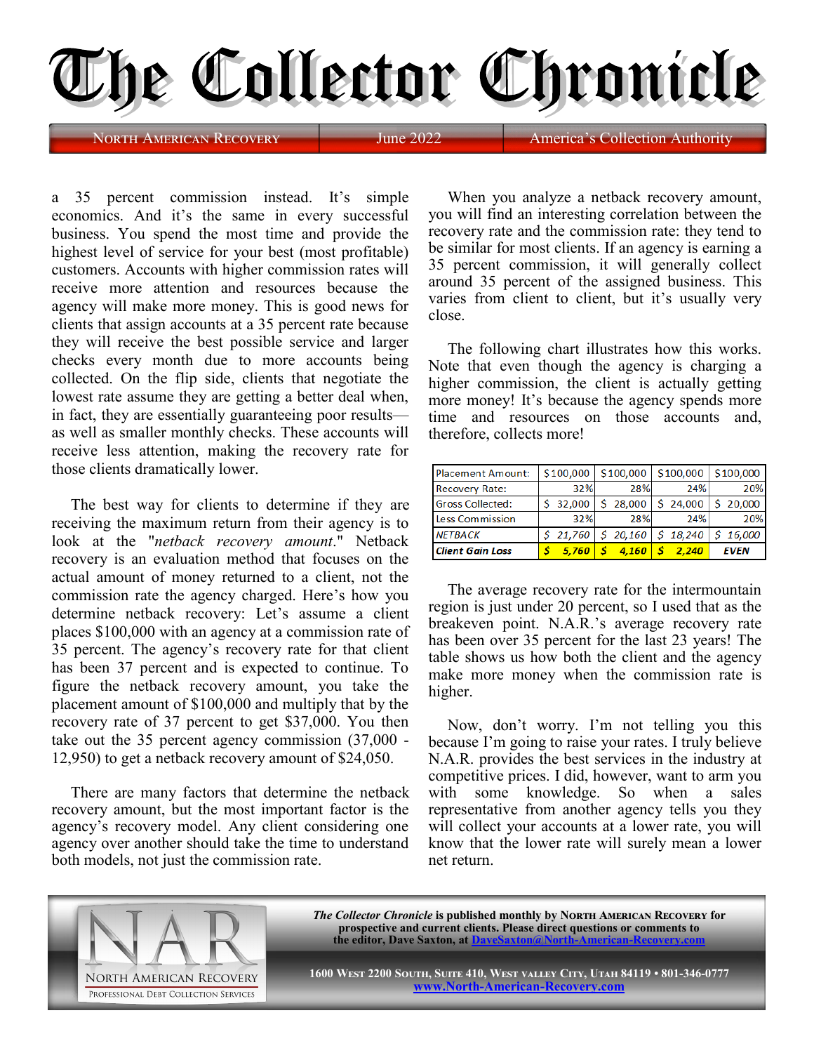a 35 percent commission instead. It's simple economics. And it's the same in every successful business. You spend the most time and provide the highest level of service for your best (most profitable) customers. Accounts with higher commission rates will receive more attention and resources because the agency will make more money. This is good news for clients that assign accounts at a 35 percent rate because they will receive the best possible service and larger checks every month due to more accounts being collected. On the flip side, clients that negotiate the lowest rate assume they are getting a better deal when, in fact, they are essentially guaranteeing poor results—as well as smaller monthly checks. These accounts will receive less attention, making the recovery rate for those clients dramatically lower.

The best way for clients to determine if they are receiving the maximum return from their agency is to look at the "*netback recovery amount*." Netback recovery is an evaluation method that focuses on the actual amount of money returned to a client, not the commission rate the agency charged. Here's how you determine netback recovery: Let's assume a client places $100,000 with an agency at a commission rate of 35 percent. The agency's recovery rate for that client has been 37 percent and is expected to continue. To figure the netback recovery amount, you take the placement amount of $100,000 and multiply that by the recovery rate of 37 percent to get $37,000. You then take out the 35 percent agency commission (37,000 - 12,950) to get a netback recovery amount of $24,050.

There are many factors that determine the netback recovery amount, but the most important factor is the agency's recovery model. Any client considering one agency over another should take the time to understand both models, not just the commission rate.

When you analyze a netback recovery amount, you will find an interesting correlation between the recovery rate and the commission rate: they tend to be similar for most clients. If an agency is earning a 35 percent commission, it will generally collect around 35 percent of the assigned business. This varies from client to client, but it's usually very close.

The following chart illustrates how this works. Note that even though the agency is charging a higher commission, the client is actually getting more money! It's because the agency spends more time and resources on those accounts and, therefore, collects more!

| | | | | |
|---|---|---|---|---|
| Placement Amount: | $100,000 | $100,000 | $100,000 | $100,000 |
| Recovery Rate: | 32% | 28% | 24% | 20% |
| Gross Collected: | $ 32,000 | $ 28,000 | $ 24,000 | $ 20,000 |
| Less Commission | 32% | 28% | 24% | 20% |
| *NETBACK* | *$ 21,760* | *$ 20,160* | *$ 18,240* | *$ 16,000* |
| ***Client Gain Loss*** | ***$ 5,760*** | ***$ 4,160*** | ***$ 2,240*** | ***EVEN*** |

The average recovery rate for the intermountain region is just under 20 percent, so I used that as the breakeven point. N.A.R.'s average recovery rate has been over 35 percent for the last 23 years! The table shows us how both the client and the agency make more money when the commission rate is higher.

Now, don't worry. I'm not telling you this because I'm going to raise your rates. I truly believe N.A.R. provides the best services in the industry at competitive prices. I did, however, want to arm you with some knowledge. So when a sales representative from another agency tells you they will collect your accounts at a lower rate, you will know that the lower rate will surely mean a lower net return.

NAR
NORTH AMERICAN RECOVERY
PROFESSIONAL DEBT COLLECTION SERVICES

***The Collector Chronicle* is published monthly by North American Recovery for prospective and current clients. Please direct questions or comments to the editor, Dave Saxton, at DaveSaxton@North-American-Recovery.com**

**1600 West 2200 South, Suite 410, West valley City, Utah 84119 • 801-346-0777**
**www.North-American-Recovery.com**